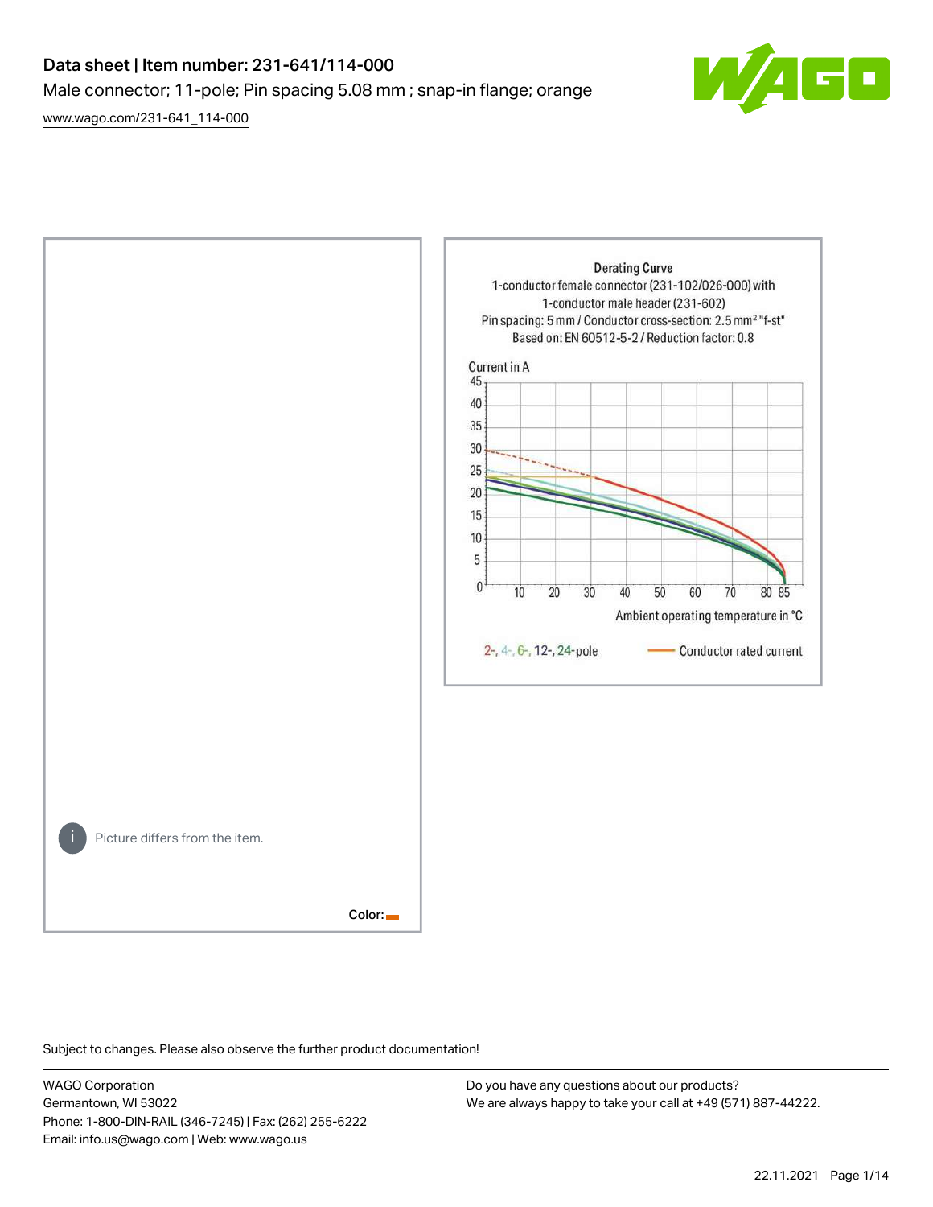# Data sheet | Item number: 231-641/114-000

Male connector; 11-pole; Pin spacing 5.08 mm ; snap-in flange; orange

www.wago.com/231-641_114-000

Derating Curve
1-conductor female connector (231-102/026-000) with
1-conductor male header (231-602)
Pin spacing: 5 mm / Conductor cross-section: 2.5 mm² "f-st"
Based on: EN 60512-5-2 / Reduction factor: 0.8

Current in A

Ambient operating temperature in °C

2-, 4-, 6-, 12-, 24-pole — Conductor rated current

Picture differs from the item.

Color:

Subject to changes. Please also observe the further product documentation!

WAGO Corporation
Germantown, WI 53022
Phone: 1-800-DIN-RAIL (346-7245) | Fax: (262) 255-6222
Email: info.us@wago.com | Web: www.wago.us

Do you have any questions about our products?
We are always happy to take your call at +49 (571) 887-44222.

22.11.2021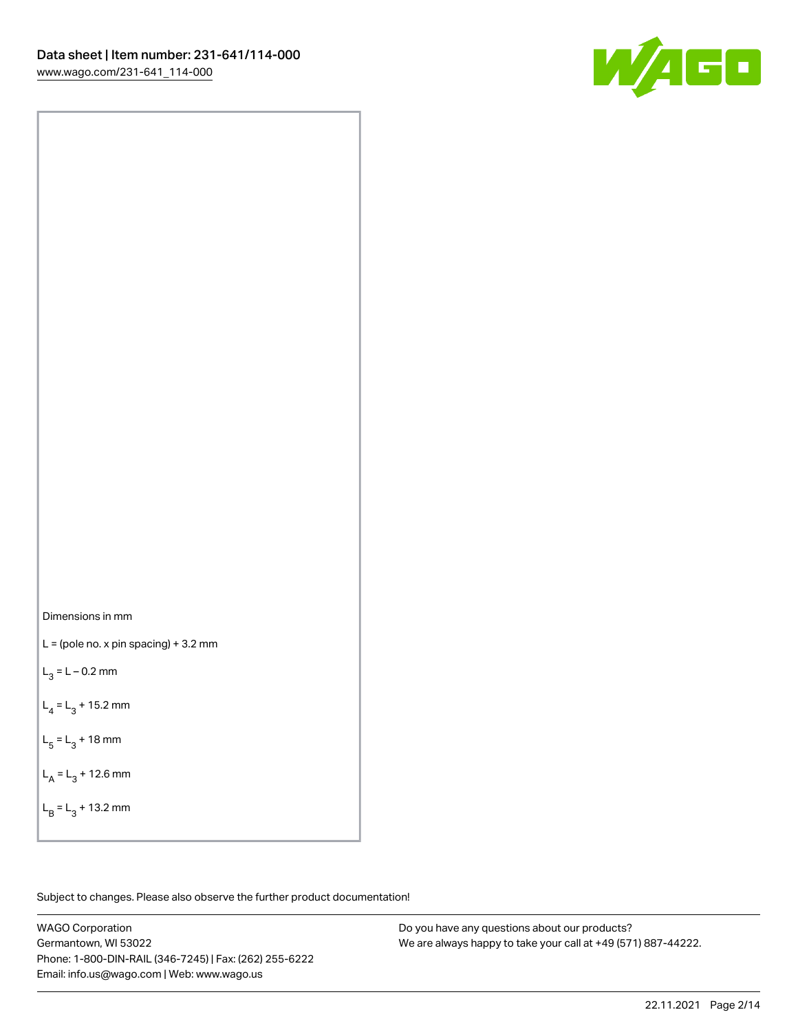Dimensions in mm

$L$ = (pole no. x pin spacing) + 3.2 mm

$L_3 = L - 0.2$ mm

$L_4 = L_3 + 15.2$ mm

$L_5 = L_3 + 18$ mm

$L_A = L_3 + 12.6$ mm

$L_B = L_3 + 13.2$ mm

Subject to changes. Please also observe the further product documentation!

WAGO Corporation
Germantown, WI 53022
Phone: 1-800-DIN-RAIL (346-7245) | Fax: (262) 255-6222
Email: info.us@wago.com | Web: www.wago.us

Do you have any questions about our products?
We are always happy to take your call at +49 (571) 887-44222.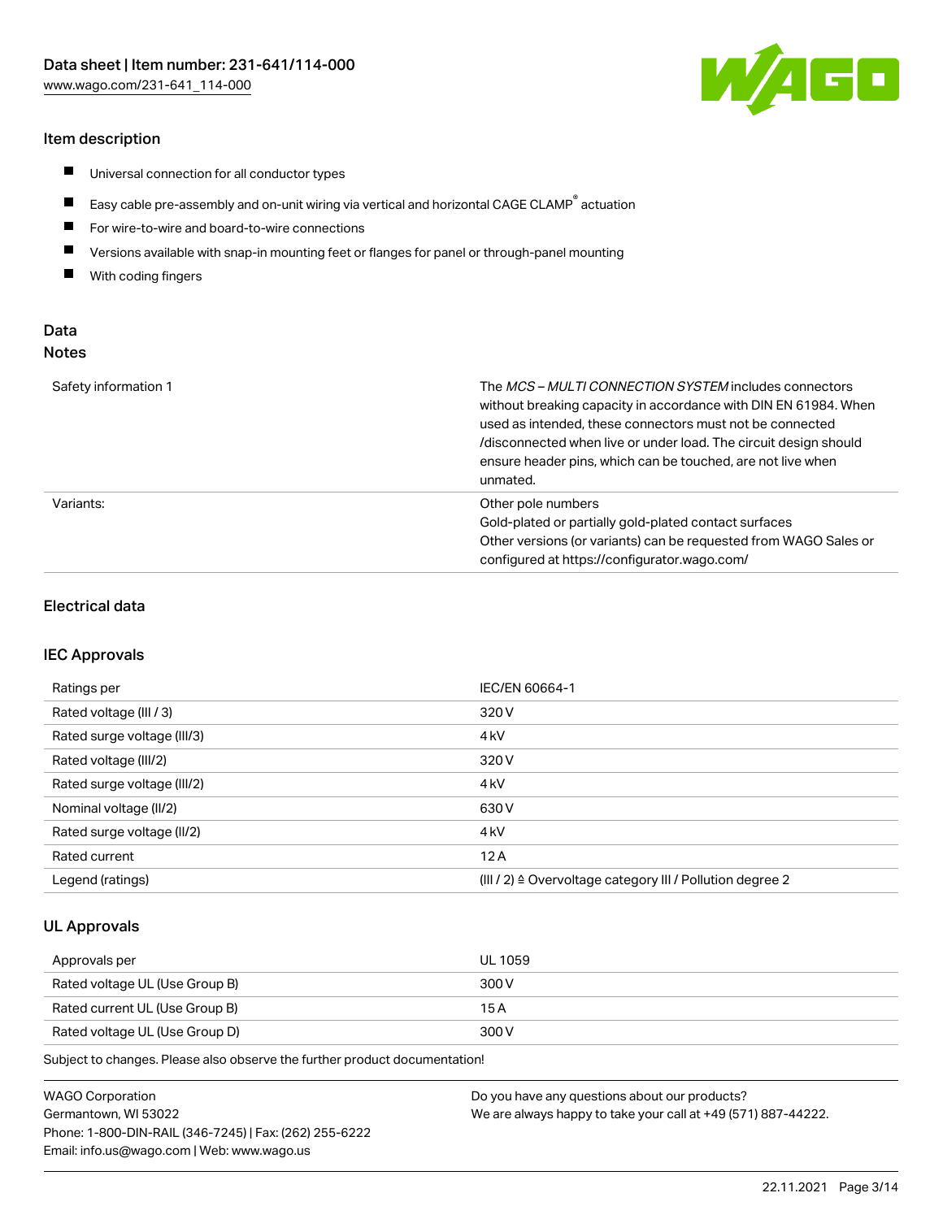## Item description

- Universal connection for all conductor types
- Easy cable pre-assembly and on-unit wiring via vertical and horizontal CAGE CLAMP® actuation
- For wire-to-wire and board-to-wire connections
- Versions available with snap-in mounting feet or flanges for panel or through-panel mounting
- With coding fingers

## Data

### Notes

| | |
|---|---|
| Safety information 1 | The *MCS – MULTI CONNECTION SYSTEM* includes connectors without breaking capacity in accordance with DIN EN 61984. When used as intended, these connectors must not be connected /disconnected when live or under load. The circuit design should ensure header pins, which can be touched, are not live when unmated. |
| Variants: | Other pole numbers<br>Gold-plated or partially gold-plated contact surfaces<br>Other versions (or variants) can be requested from WAGO Sales or configured at https://configurator.wago.com/ |

### Electrical data

#### IEC Approvals

| | |
|---|---|
| Ratings per | IEC/EN 60664-1 |
| Rated voltage (III / 3) | 320 V |
| Rated surge voltage (III/3) | 4 kV |
| Rated voltage (III/2) | 320 V |
| Rated surge voltage (III/2) | 4 kV |
| Nominal voltage (II/2) | 630 V |
| Rated surge voltage (II/2) | 4 kV |
| Rated current | 12 A |
| Legend (ratings) | (III / 2) ≙ Overvoltage category III / Pollution degree 2 |

#### UL Approvals

| | |
|---|---|
| Approvals per | UL 1059 |
| Rated voltage UL (Use Group B) | 300 V |
| Rated current UL (Use Group B) | 15 A |
| Rated voltage UL (Use Group D) | 300 V |

Subject to changes. Please also observe the further product documentation!

WAGO Corporation
Germantown, WI 53022
Phone: 1-800-DIN-RAIL (346-7245) | Fax: (262) 255-6222
Email: info.us@wago.com | Web: www.wago.us

Do you have any questions about our products?
We are always happy to take your call at +49 (571) 887-44222.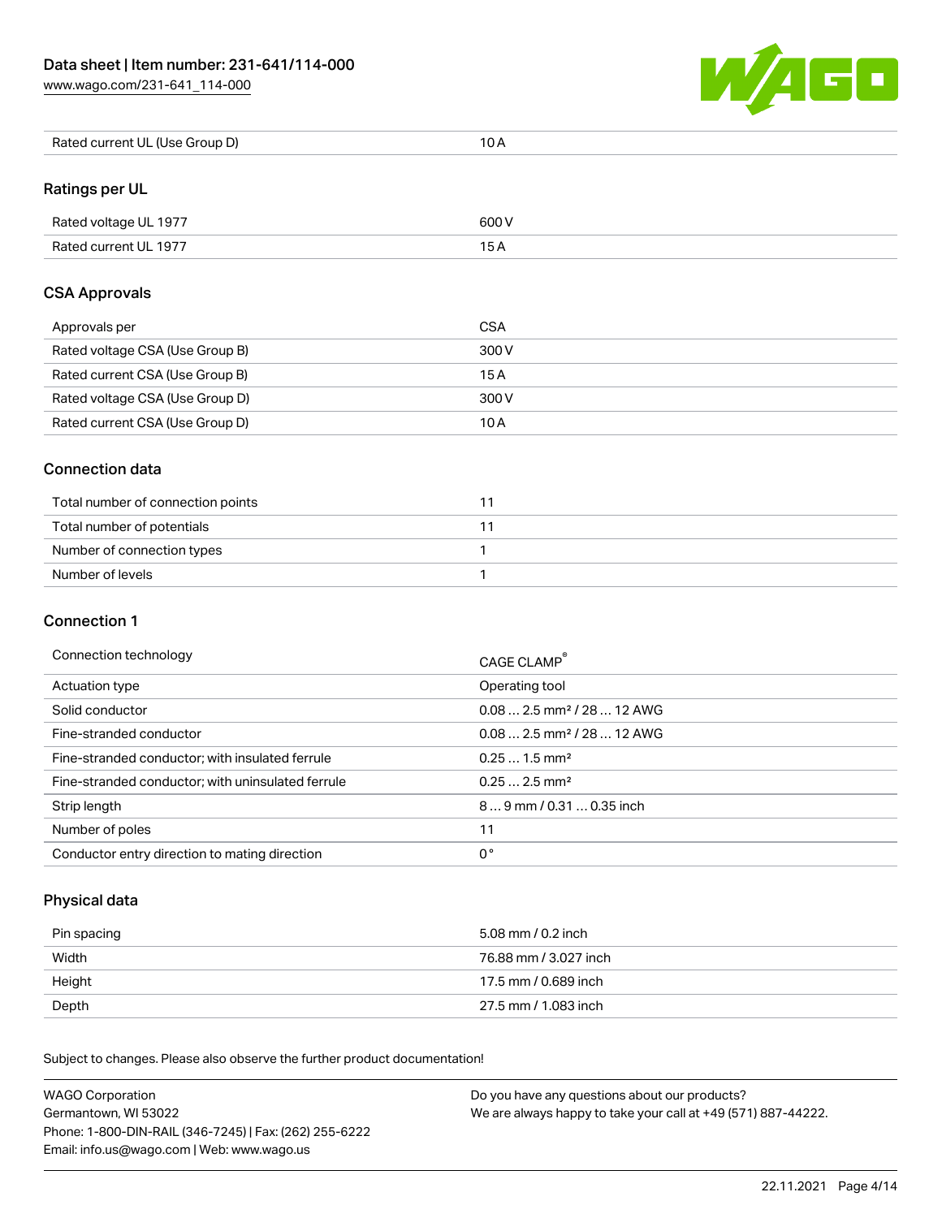| Rated current UL (Use Group D) | 10 A |
| --- | --- |

## Ratings per UL

| Rated voltage UL 1977 | 600 V |
| --- | --- |
| Rated current UL 1977 | 15 A |

## CSA Approvals

| Approvals per | CSA |
| --- | --- |
| Rated voltage CSA (Use Group B) | 300 V |
| Rated current CSA (Use Group B) | 15 A |
| Rated voltage CSA (Use Group D) | 300 V |
| Rated current CSA (Use Group D) | 10 A |

## Connection data

| Total number of connection points | 11 |
| --- | --- |
| Total number of potentials | 11 |
| Number of connection types | 1 |
| Number of levels | 1 |

## Connection 1

| Connection technology | CAGE CLAMP® |
| --- | --- |
| Actuation type | Operating tool |
| Solid conductor | 0.08 … 2.5 mm² / 28 … 12 AWG |
| Fine-stranded conductor | 0.08 … 2.5 mm² / 28 … 12 AWG |
| Fine-stranded conductor; with insulated ferrule | 0.25 … 1.5 mm² |
| Fine-stranded conductor; with uninsulated ferrule | 0.25 … 2.5 mm² |
| Strip length | 8 … 9 mm / 0.31 … 0.35 inch |
| Number of poles | 11 |
| Conductor entry direction to mating direction | 0 ° |

## Physical data

| Pin spacing | 5.08 mm / 0.2 inch |
| --- | --- |
| Width | 76.88 mm / 3.027 inch |
| Height | 17.5 mm / 0.689 inch |
| Depth | 27.5 mm / 1.083 inch |

Subject to changes. Please also observe the further product documentation!

WAGO Corporation
Germantown, WI 53022
Phone: 1-800-DIN-RAIL (346-7245) | Fax: (262) 255-6222
Email: info.us@wago.com | Web: www.wago.us

Do you have any questions about our products?
We are always happy to take your call at +49 (571) 887-44222.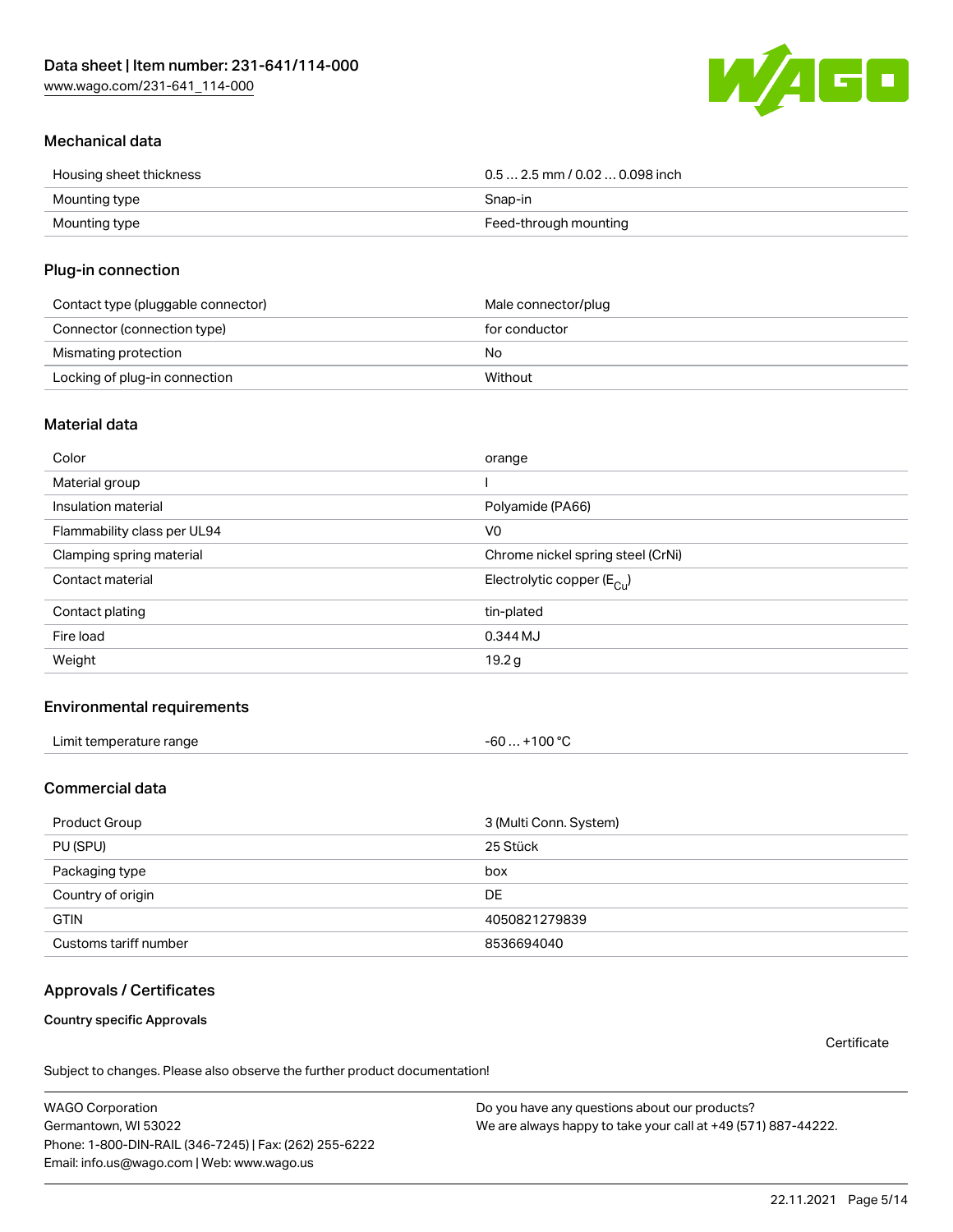## Mechanical data

| | |
|---|---|
| Housing sheet thickness | 0.5 … 2.5 mm / 0.02 … 0.098 inch |
| Mounting type | Snap-in |
| Mounting type | Feed-through mounting |

## Plug-in connection

| | |
|---|---|
| Contact type (pluggable connector) | Male connector/plug |
| Connector (connection type) | for conductor |
| Mismating protection | No |
| Locking of plug-in connection | Without |

## Material data

| | |
|---|---|
| Color | orange |
| Material group | I |
| Insulation material | Polyamide (PA66) |
| Flammability class per UL94 | V0 |
| Clamping spring material | Chrome nickel spring steel (CrNi) |
| Contact material | Electrolytic copper ($E_{Cu}$) |
| Contact plating | tin-plated |
| Fire load | 0.344 MJ |
| Weight | 19.2 g |

## Environmental requirements

| | |
|---|---|
| Limit temperature range | -60 … +100 °C |

## Commercial data

| | |
|---|---|
| Product Group | 3 (Multi Conn. System) |
| PU (SPU) | 25 Stück |
| Packaging type | box |
| Country of origin | DE |
| GTIN | 4050821279839 |
| Customs tariff number | 8536694040 |

## Approvals / Certificates

**Country specific Approvals**

Certificate

Subject to changes. Please also observe the further product documentation!

WAGO Corporation
Germantown, WI 53022
Phone: 1-800-DIN-RAIL (346-7245) | Fax: (262) 255-6222
Email: info.us@wago.com | Web: www.wago.us

Do you have any questions about our products?
We are always happy to take your call at +49 (571) 887-44222.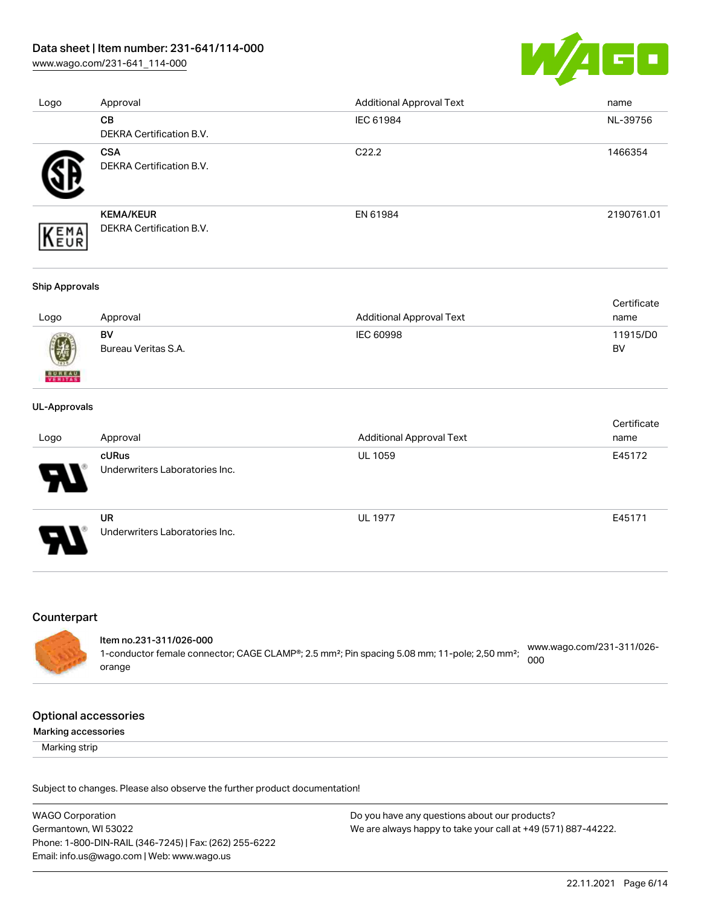| Logo | Approval | Additional Approval Text | name |
| --- | --- | --- | --- |
| | **CB**<br>DEKRA Certification B.V. | IEC 61984 | NL-39756 |
| | **CSA**<br>DEKRA Certification B.V. | C22.2 | 1466354 |
| | **KEMA/KEUR**<br>DEKRA Certification B.V. | EN 61984 | 2190761.01 |

**Ship Approvals**

| Logo | Approval | Additional Approval Text | Certificate name |
| --- | --- | --- | --- |
| | **BV**<br>Bureau Veritas S.A. | IEC 60998 | 11915/D0 BV |

**UL-Approvals**

| Logo | Approval | Additional Approval Text | Certificate name |
| --- | --- | --- | --- |
| | **cURus**<br>Underwriters Laboratories Inc. | UL 1059 | E45172 |
| | **UR**<br>Underwriters Laboratories Inc. | UL 1977 | E45171 |

## Counterpart

**Item no.231-311/026-000**
1-conductor female connector; CAGE CLAMP®; 2.5 mm²; Pin spacing 5.08 mm; 11-pole; 2,50 mm²; orange
www.wago.com/231-311/026-000

## Optional accessories

**Marking accessories**

Marking strip

Subject to changes. Please also observe the further product documentation!

WAGO Corporation
Germantown, WI 53022
Phone: 1-800-DIN-RAIL (346-7245) | Fax: (262) 255-6222
Email: info.us@wago.com | Web: www.wago.us

Do you have any questions about our products?
We are always happy to take your call at +49 (571) 887-44222.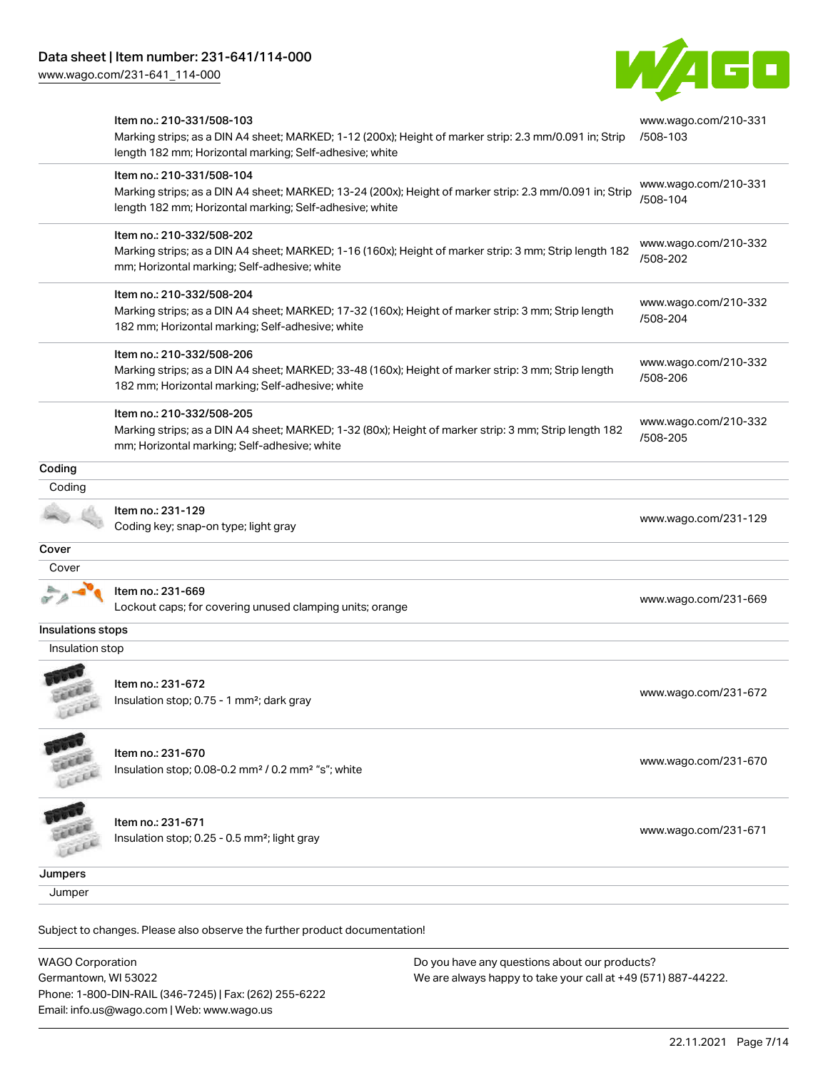| | | |
|---|---|---|
| | Item no.: 210-331/508-103<br>Marking strips; as a DIN A4 sheet; MARKED; 1-12 (200x); Height of marker strip: 2.3 mm/0.091 in; Strip length 182 mm; Horizontal marking; Self-adhesive; white | www.wago.com/210-331/508-103 |
| | Item no.: 210-331/508-104<br>Marking strips; as a DIN A4 sheet; MARKED; 13-24 (200x); Height of marker strip: 2.3 mm/0.091 in; Strip length 182 mm; Horizontal marking; Self-adhesive; white | www.wago.com/210-331/508-104 |
| | Item no.: 210-332/508-202<br>Marking strips; as a DIN A4 sheet; MARKED; 1-16 (160x); Height of marker strip: 3 mm; Strip length 182 mm; Horizontal marking; Self-adhesive; white | www.wago.com/210-332/508-202 |
| | Item no.: 210-332/508-204<br>Marking strips; as a DIN A4 sheet; MARKED; 17-32 (160x); Height of marker strip: 3 mm; Strip length 182 mm; Horizontal marking; Self-adhesive; white | www.wago.com/210-332/508-204 |
| | Item no.: 210-332/508-206<br>Marking strips; as a DIN A4 sheet; MARKED; 33-48 (160x); Height of marker strip: 3 mm; Strip length 182 mm; Horizontal marking; Self-adhesive; white | www.wago.com/210-332/508-206 |
| | Item no.: 210-332/508-205<br>Marking strips; as a DIN A4 sheet; MARKED; 1-32 (80x); Height of marker strip: 3 mm; Strip length 182 mm; Horizontal marking; Self-adhesive; white | www.wago.com/210-332/508-205 |

**Coding**

Coding

| | | |
|---|---|---|
| | Item no.: 231-129<br>Coding key; snap-on type; light gray | www.wago.com/231-129 |

**Cover**

Cover

| | | |
|---|---|---|
| | Item no.: 231-669<br>Lockout caps; for covering unused clamping units; orange | www.wago.com/231-669 |

**Insulations stops**

Insulation stop

| | | |
|---|---|---|
| | Item no.: 231-672<br>Insulation stop; 0.75 - 1 mm²; dark gray | www.wago.com/231-672 |
| | Item no.: 231-670<br>Insulation stop; 0.08-0.2 mm² / 0.2 mm² "s"; white | www.wago.com/231-670 |
| | Item no.: 231-671<br>Insulation stop; 0.25 - 0.5 mm²; light gray | www.wago.com/231-671 |

**Jumpers**

Jumper

Subject to changes. Please also observe the further product documentation!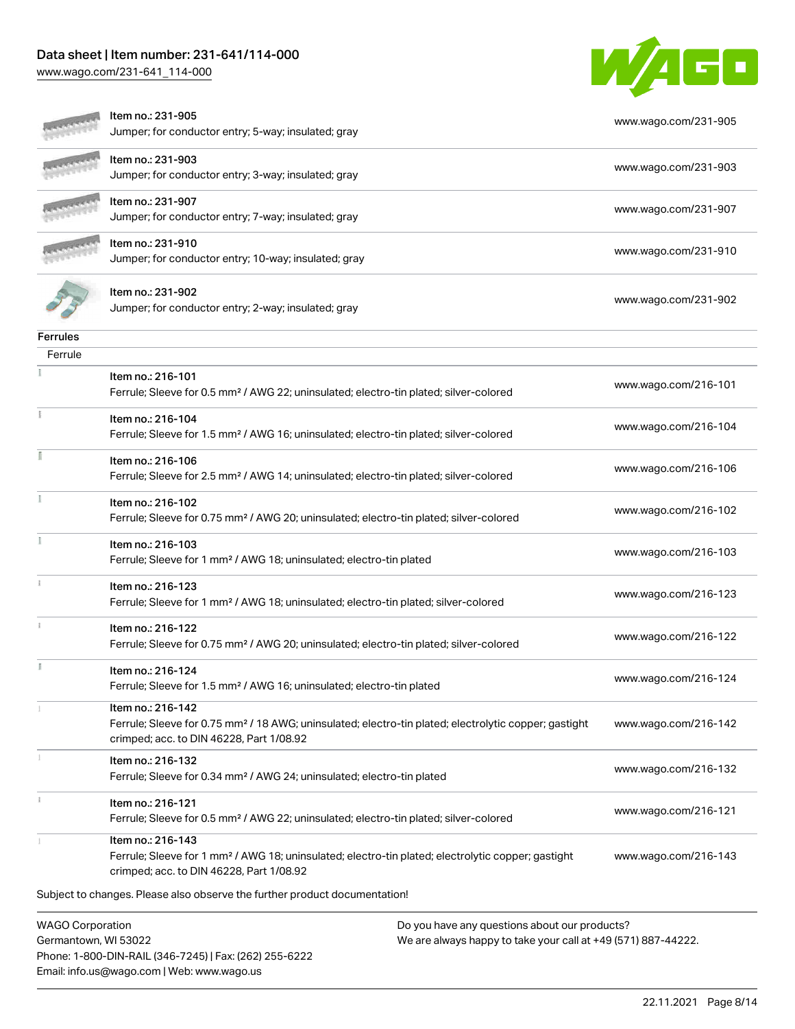| | | |
|---|---|---|
| | Item no.: 231-905<br>Jumper; for conductor entry; 5-way; insulated; gray | www.wago.com/231-905 |
| | Item no.: 231-903<br>Jumper; for conductor entry; 3-way; insulated; gray | www.wago.com/231-903 |
| | Item no.: 231-907<br>Jumper; for conductor entry; 7-way; insulated; gray | www.wago.com/231-907 |
| | Item no.: 231-910<br>Jumper; for conductor entry; 10-way; insulated; gray | www.wago.com/231-910 |
| | Item no.: 231-902<br>Jumper; for conductor entry; 2-way; insulated; gray | www.wago.com/231-902 |

**Ferrules**

Ferrule

| | | |
|---|---|---|
| | Item no.: 216-101<br>Ferrule; Sleeve for 0.5 mm² / AWG 22; uninsulated; electro-tin plated; silver-colored | www.wago.com/216-101 |
| | Item no.: 216-104<br>Ferrule; Sleeve for 1.5 mm² / AWG 16; uninsulated; electro-tin plated; silver-colored | www.wago.com/216-104 |
| | Item no.: 216-106<br>Ferrule; Sleeve for 2.5 mm² / AWG 14; uninsulated; electro-tin plated; silver-colored | www.wago.com/216-106 |
| | Item no.: 216-102<br>Ferrule; Sleeve for 0.75 mm² / AWG 20; uninsulated; electro-tin plated; silver-colored | www.wago.com/216-102 |
| | Item no.: 216-103<br>Ferrule; Sleeve for 1 mm² / AWG 18; uninsulated; electro-tin plated | www.wago.com/216-103 |
| | Item no.: 216-123<br>Ferrule; Sleeve for 1 mm² / AWG 18; uninsulated; electro-tin plated; silver-colored | www.wago.com/216-123 |
| | Item no.: 216-122<br>Ferrule; Sleeve for 0.75 mm² / AWG 20; uninsulated; electro-tin plated; silver-colored | www.wago.com/216-122 |
| | Item no.: 216-124<br>Ferrule; Sleeve for 1.5 mm² / AWG 16; uninsulated; electro-tin plated | www.wago.com/216-124 |
| | Item no.: 216-142<br>Ferrule; Sleeve for 0.75 mm² / 18 AWG; uninsulated; electro-tin plated; electrolytic copper; gastight crimped; acc. to DIN 46228, Part 1/08.92 | www.wago.com/216-142 |
| | Item no.: 216-132<br>Ferrule; Sleeve for 0.34 mm² / AWG 24; uninsulated; electro-tin plated | www.wago.com/216-132 |
| | Item no.: 216-121<br>Ferrule; Sleeve for 0.5 mm² / AWG 22; uninsulated; electro-tin plated; silver-colored | www.wago.com/216-121 |
| | Item no.: 216-143<br>Ferrule; Sleeve for 1 mm² / AWG 18; uninsulated; electro-tin plated; electrolytic copper; gastight crimped; acc. to DIN 46228, Part 1/08.92 | www.wago.com/216-143 |

Subject to changes. Please also observe the further product documentation!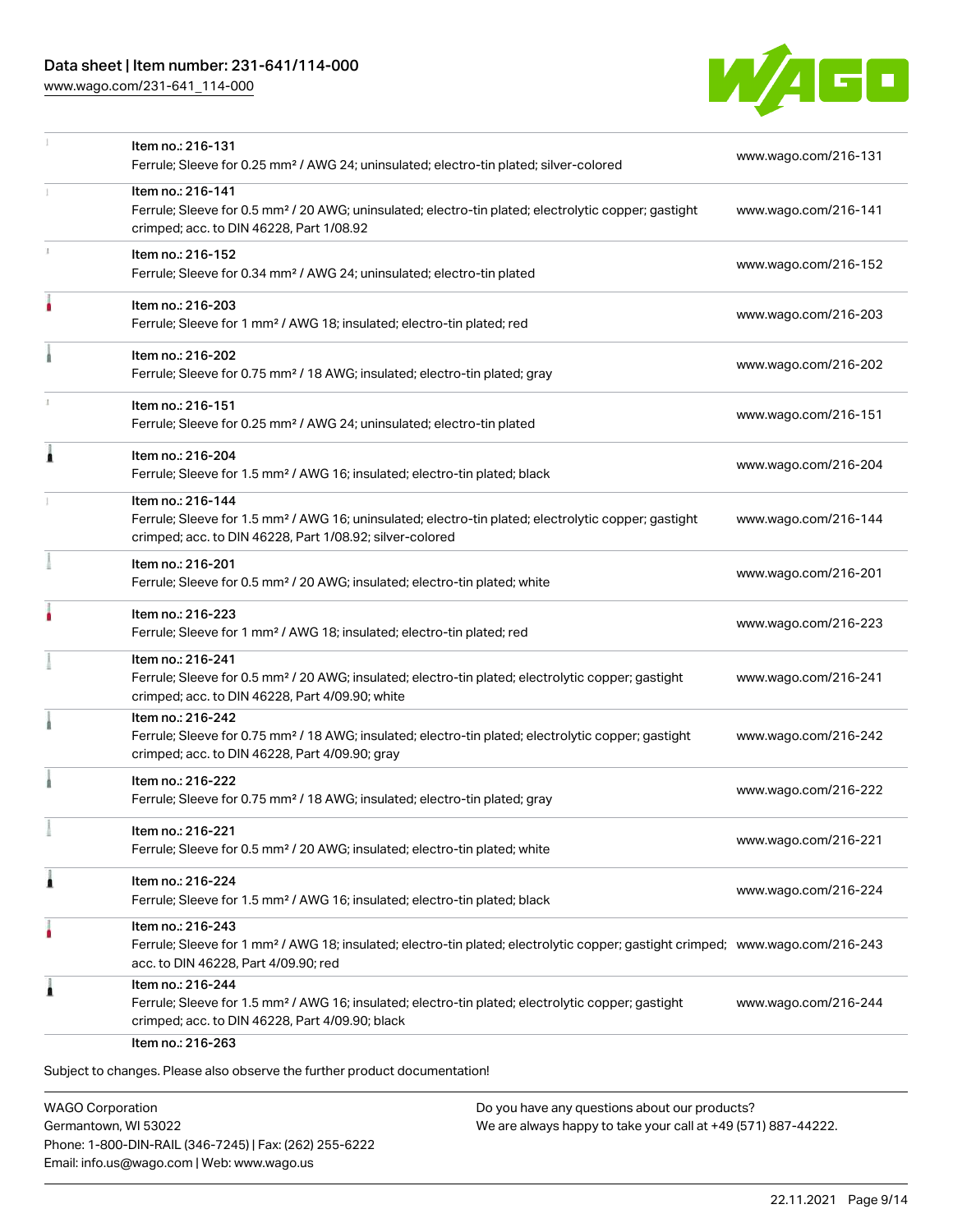| | | |
|---|---|---|
| | Item no.: 216-131<br>Ferrule; Sleeve for 0.25 mm² / AWG 24; uninsulated; electro-tin plated; silver-colored | www.wago.com/216-131 |
| | Item no.: 216-141<br>Ferrule; Sleeve for 0.5 mm² / 20 AWG; uninsulated; electro-tin plated; electrolytic copper; gastight crimped; acc. to DIN 46228, Part 1/08.92 | www.wago.com/216-141 |
| | Item no.: 216-152<br>Ferrule; Sleeve for 0.34 mm² / AWG 24; uninsulated; electro-tin plated | www.wago.com/216-152 |
| | Item no.: 216-203<br>Ferrule; Sleeve for 1 mm² / AWG 18; insulated; electro-tin plated; red | www.wago.com/216-203 |
| | Item no.: 216-202<br>Ferrule; Sleeve for 0.75 mm² / 18 AWG; insulated; electro-tin plated; gray | www.wago.com/216-202 |
| | Item no.: 216-151<br>Ferrule; Sleeve for 0.25 mm² / AWG 24; uninsulated; electro-tin plated | www.wago.com/216-151 |
| | Item no.: 216-204<br>Ferrule; Sleeve for 1.5 mm² / AWG 16; insulated; electro-tin plated; black | www.wago.com/216-204 |
| | Item no.: 216-144<br>Ferrule; Sleeve for 1.5 mm² / AWG 16; uninsulated; electro-tin plated; electrolytic copper; gastight crimped; acc. to DIN 46228, Part 1/08.92; silver-colored | www.wago.com/216-144 |
| | Item no.: 216-201<br>Ferrule; Sleeve for 0.5 mm² / 20 AWG; insulated; electro-tin plated; white | www.wago.com/216-201 |
| | Item no.: 216-223<br>Ferrule; Sleeve for 1 mm² / AWG 18; insulated; electro-tin plated; red | www.wago.com/216-223 |
| | Item no.: 216-241<br>Ferrule; Sleeve for 0.5 mm² / 20 AWG; insulated; electro-tin plated; electrolytic copper; gastight crimped; acc. to DIN 46228, Part 4/09.90; white | www.wago.com/216-241 |
| | Item no.: 216-242<br>Ferrule; Sleeve for 0.75 mm² / 18 AWG; insulated; electro-tin plated; electrolytic copper; gastight crimped; acc. to DIN 46228, Part 4/09.90; gray | www.wago.com/216-242 |
| | Item no.: 216-222<br>Ferrule; Sleeve for 0.75 mm² / 18 AWG; insulated; electro-tin plated; gray | www.wago.com/216-222 |
| | Item no.: 216-221<br>Ferrule; Sleeve for 0.5 mm² / 20 AWG; insulated; electro-tin plated; white | www.wago.com/216-221 |
| | Item no.: 216-224<br>Ferrule; Sleeve for 1.5 mm² / AWG 16; insulated; electro-tin plated; black | www.wago.com/216-224 |
| | Item no.: 216-243<br>Ferrule; Sleeve for 1 mm² / AWG 18; insulated; electro-tin plated; electrolytic copper; gastight crimped; acc. to DIN 46228, Part 4/09.90; red | www.wago.com/216-243 |
| | Item no.: 216-244<br>Ferrule; Sleeve for 1.5 mm² / AWG 16; insulated; electro-tin plated; electrolytic copper; gastight crimped; acc. to DIN 46228, Part 4/09.90; black | www.wago.com/216-244 |
| | Item no.: 216-263 | |

Subject to changes. Please also observe the further product documentation!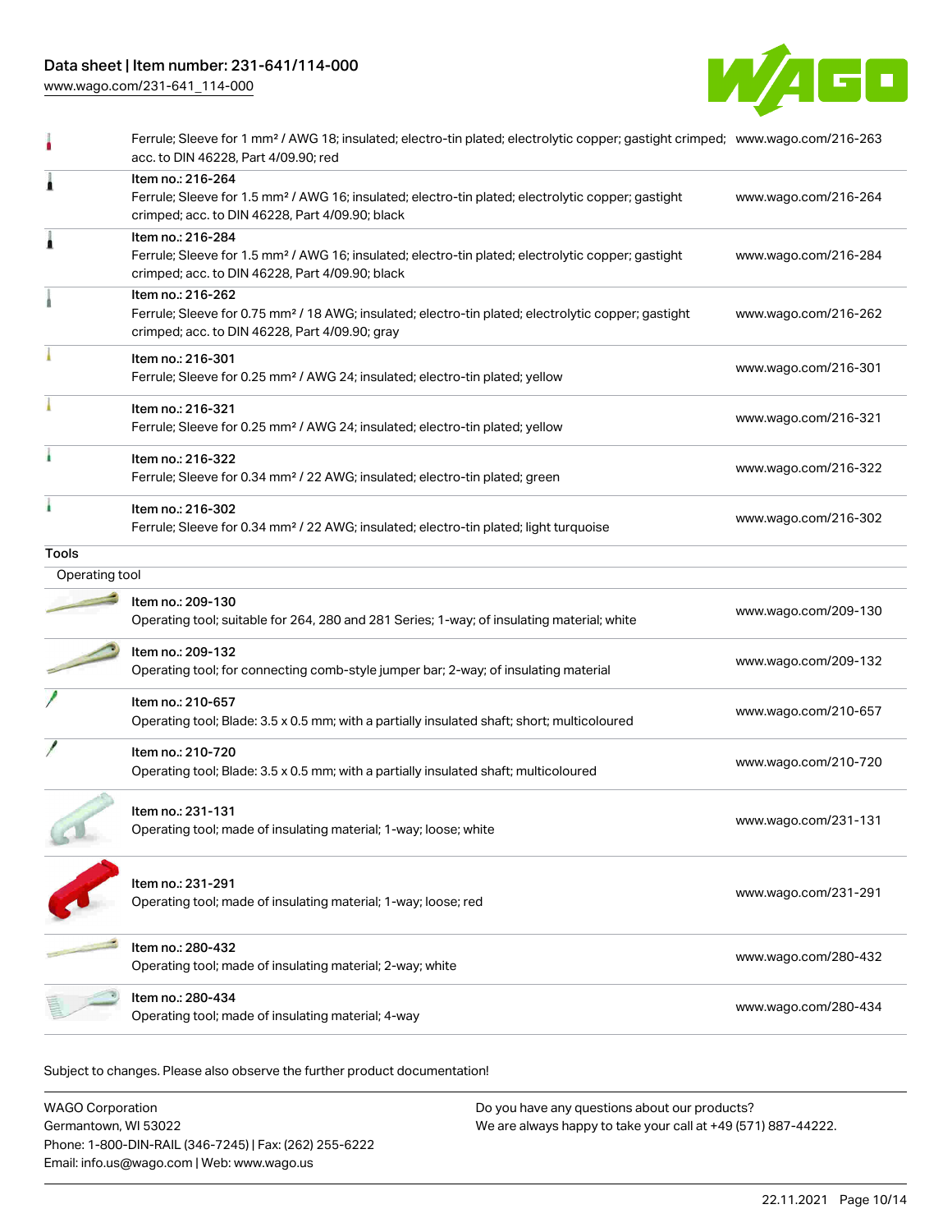| Description | Link |
| --- | --- |
| Ferrule; Sleeve for 1 mm² / AWG 18; insulated; electro-tin plated; electrolytic copper; gastight crimped; acc. to DIN 46228, Part 4/09.90; red | www.wago.com/216-263 |
| Item no.: 216-264<br>Ferrule; Sleeve for 1.5 mm² / AWG 16; insulated; electro-tin plated; electrolytic copper; gastight crimped; acc. to DIN 46228, Part 4/09.90; black | www.wago.com/216-264 |
| Item no.: 216-284<br>Ferrule; Sleeve for 1.5 mm² / AWG 16; insulated; electro-tin plated; electrolytic copper; gastight crimped; acc. to DIN 46228, Part 4/09.90; black | www.wago.com/216-284 |
| Item no.: 216-262<br>Ferrule; Sleeve for 0.75 mm² / 18 AWG; insulated; electro-tin plated; electrolytic copper; gastight crimped; acc. to DIN 46228, Part 4/09.90; gray | www.wago.com/216-262 |
| Item no.: 216-301<br>Ferrule; Sleeve for 0.25 mm² / AWG 24; insulated; electro-tin plated; yellow | www.wago.com/216-301 |
| Item no.: 216-321<br>Ferrule; Sleeve for 0.25 mm² / AWG 24; insulated; electro-tin plated; yellow | www.wago.com/216-321 |
| Item no.: 216-322<br>Ferrule; Sleeve for 0.34 mm² / 22 AWG; insulated; electro-tin plated; green | www.wago.com/216-322 |
| Item no.: 216-302<br>Ferrule; Sleeve for 0.34 mm² / 22 AWG; insulated; electro-tin plated; light turquoise | www.wago.com/216-302 |

## Tools

### Operating tool

| Description | Link |
| --- | --- |
| Item no.: 209-130<br>Operating tool; suitable for 264, 280 and 281 Series; 1-way; of insulating material; white | www.wago.com/209-130 |
| Item no.: 209-132<br>Operating tool; for connecting comb-style jumper bar; 2-way; of insulating material | www.wago.com/209-132 |
| Item no.: 210-657<br>Operating tool; Blade: 3.5 x 0.5 mm; with a partially insulated shaft; short; multicoloured | www.wago.com/210-657 |
| Item no.: 210-720<br>Operating tool; Blade: 3.5 x 0.5 mm; with a partially insulated shaft; multicoloured | www.wago.com/210-720 |
| Item no.: 231-131<br>Operating tool; made of insulating material; 1-way; loose; white | www.wago.com/231-131 |
| Item no.: 231-291<br>Operating tool; made of insulating material; 1-way; loose; red | www.wago.com/231-291 |
| Item no.: 280-432<br>Operating tool; made of insulating material; 2-way; white | www.wago.com/280-432 |
| Item no.: 280-434<br>Operating tool; made of insulating material; 4-way | www.wago.com/280-434 |

Subject to changes. Please also observe the further product documentation!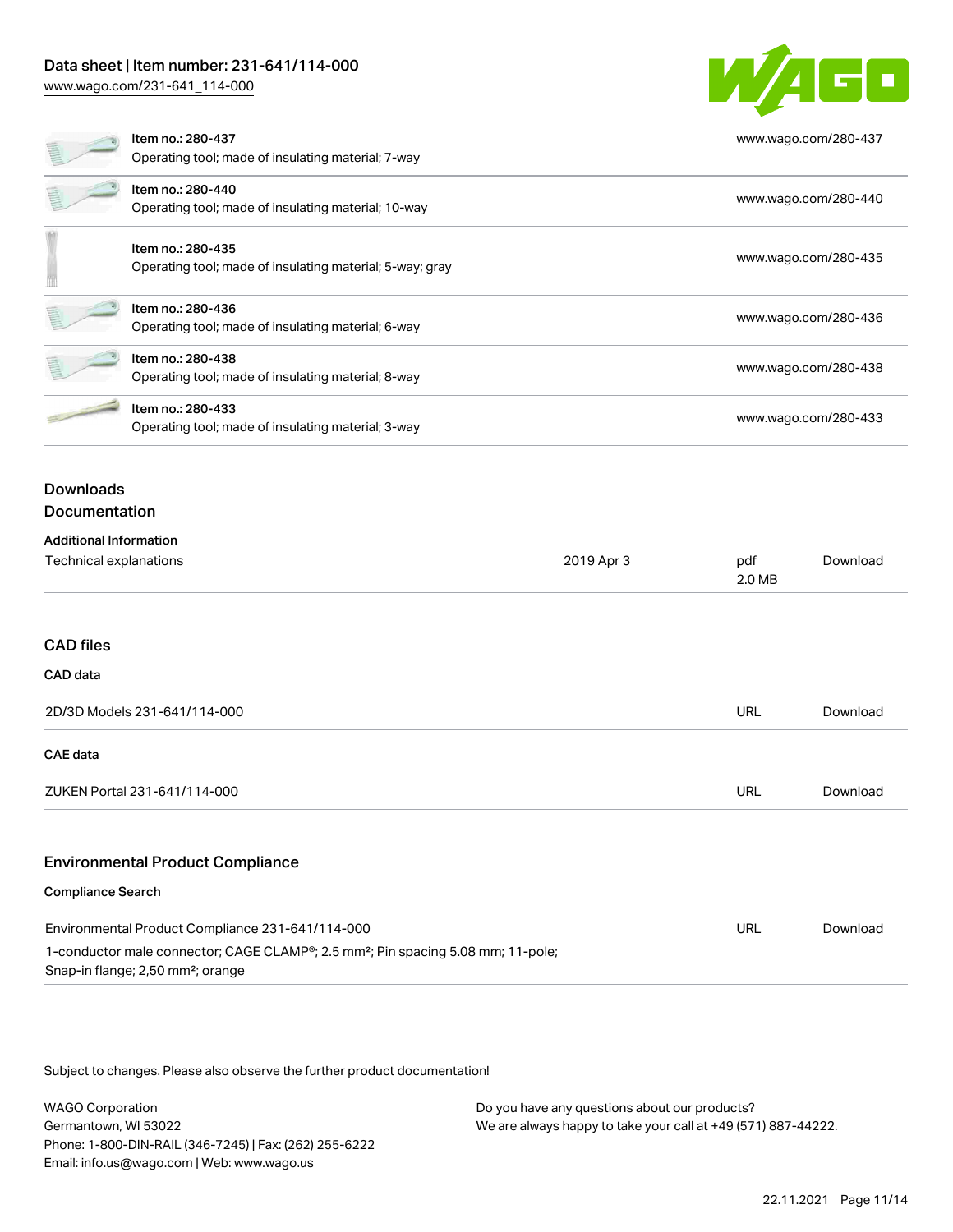| Item no. | Description | Link |
| --- | --- | --- |
| Item no.: 280-437 | Operating tool; made of insulating material; 7-way | www.wago.com/280-437 |
| Item no.: 280-440 | Operating tool; made of insulating material; 10-way | www.wago.com/280-440 |
| Item no.: 280-435 | Operating tool; made of insulating material; 5-way; gray | www.wago.com/280-435 |
| Item no.: 280-436 | Operating tool; made of insulating material; 6-way | www.wago.com/280-436 |
| Item no.: 280-438 | Operating tool; made of insulating material; 8-way | www.wago.com/280-438 |
| Item no.: 280-433 | Operating tool; made of insulating material; 3-way | www.wago.com/280-433 |

## Downloads

### Documentation

**Additional Information**

| | | | |
| --- | --- | --- | --- |
| Technical explanations | 2019 Apr 3 | pdf 2.0 MB | Download |

### CAD files

**CAD data**

| | | |
| --- | --- | --- |
| 2D/3D Models 231-641/114-000 | URL | Download |

**CAE data**

| | | |
| --- | --- | --- |
| ZUKEN Portal 231-641/114-000 | URL | Download |

### Environmental Product Compliance

**Compliance Search**

| | | |
| --- | --- | --- |
| Environmental Product Compliance 231-641/114-000<br>1-conductor male connector; CAGE CLAMP®; 2.5 mm²; Pin spacing 5.08 mm; 11-pole; Snap-in flange; 2,50 mm²; orange | URL | Download |

Subject to changes. Please also observe the further product documentation!

WAGO Corporation
Germantown, WI 53022
Phone: 1-800-DIN-RAIL (346-7245) | Fax: (262) 255-6222
Email: info.us@wago.com | Web: www.wago.us

Do you have any questions about our products?
We are always happy to take your call at +49 (571) 887-44222.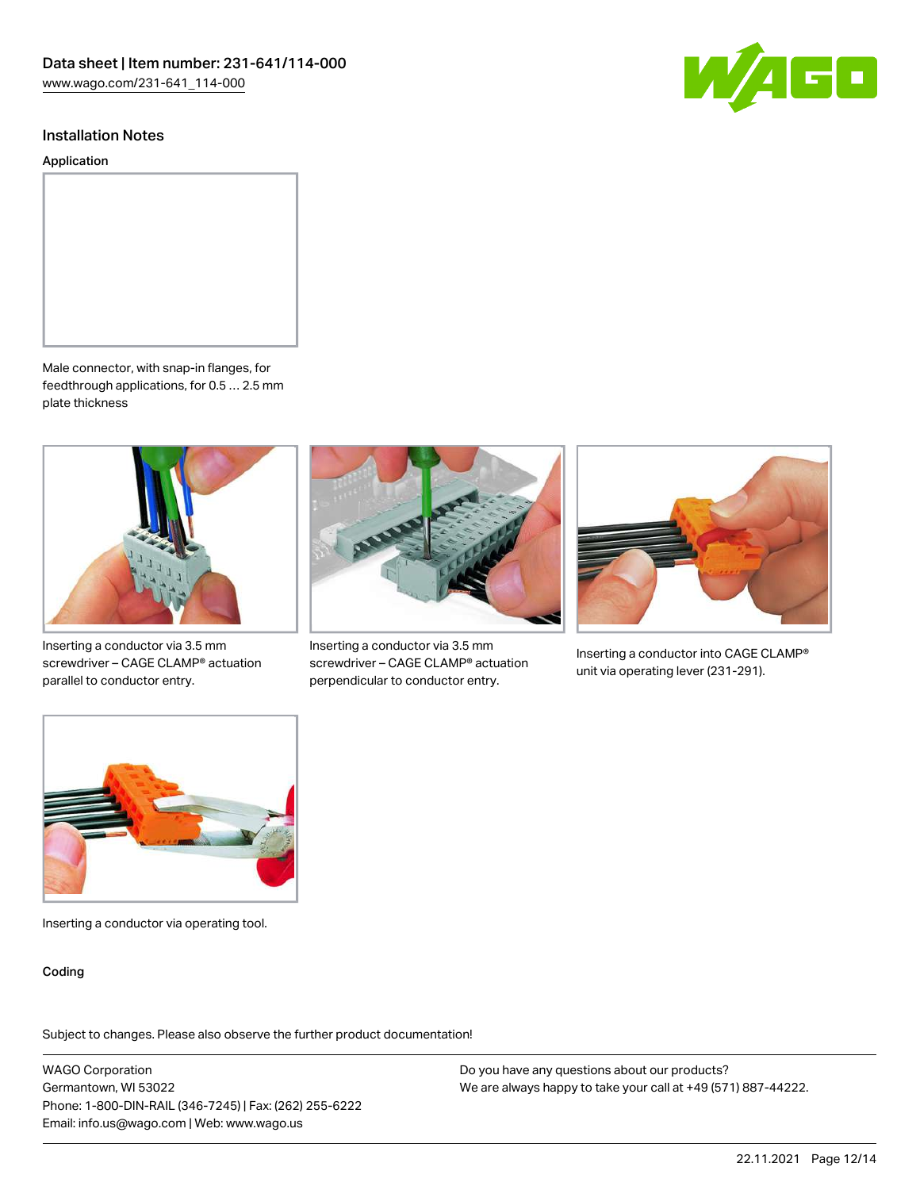## Installation Notes

### Application

Male connector, with snap-in flanges, for feedthrough applications, for 0.5 … 2.5 mm plate thickness

Inserting a conductor via 3.5 mm screwdriver – CAGE CLAMP® actuation parallel to conductor entry.

Inserting a conductor via 3.5 mm screwdriver – CAGE CLAMP® actuation perpendicular to conductor entry.

Inserting a conductor into CAGE CLAMP® unit via operating lever (231-291).

Inserting a conductor via operating tool.

### Coding

Subject to changes. Please also observe the further product documentation!

WAGO Corporation
Germantown, WI 53022
Phone: 1-800-DIN-RAIL (346-7245) | Fax: (262) 255-6222
Email: info.us@wago.com | Web: www.wago.us

Do you have any questions about our products?
We are always happy to take your call at +49 (571) 887-44222.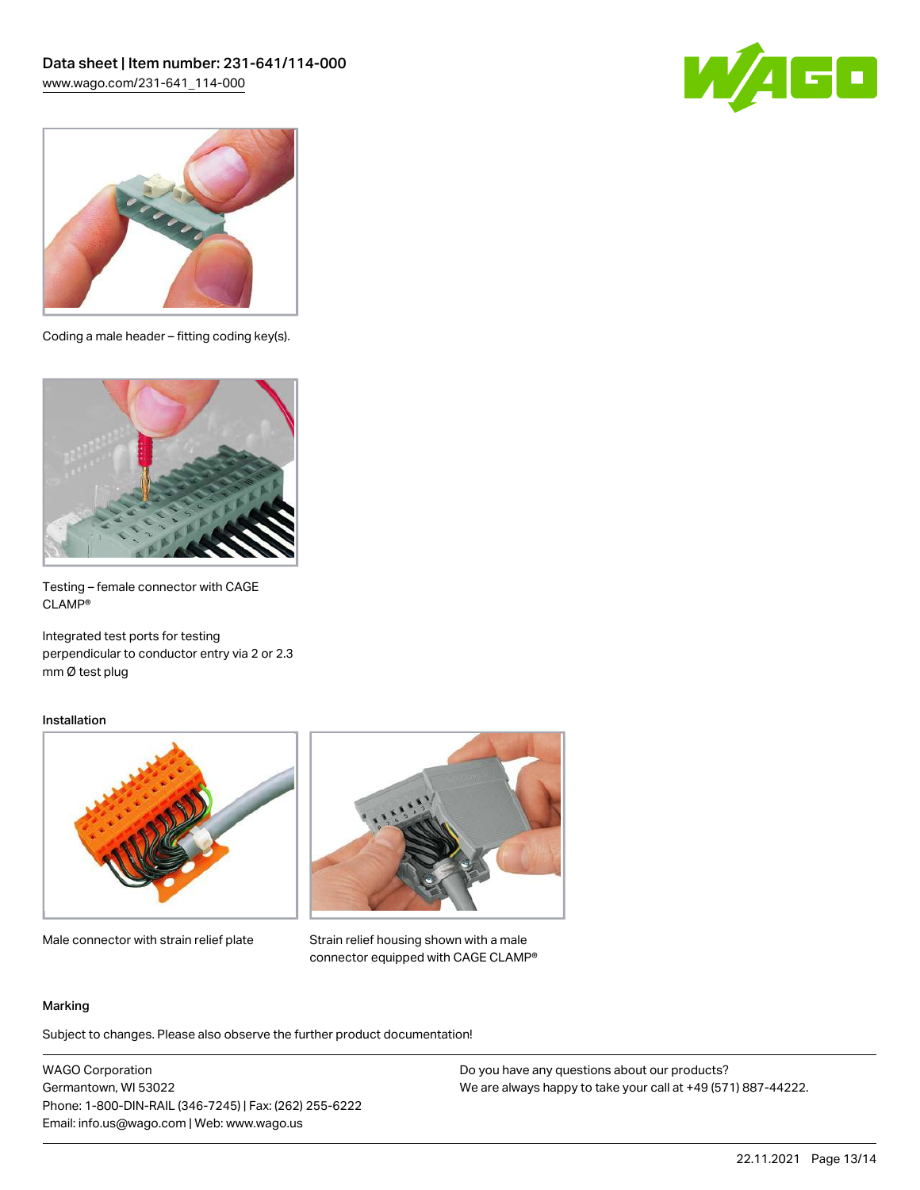Coding a male header – fitting coding key(s).

Testing – female connector with CAGE CLAMP®

Integrated test ports for testing perpendicular to conductor entry via 2 or 2.3 mm Ø test plug

### Installation

Male connector with strain relief plate

Strain relief housing shown with a male connector equipped with CAGE CLAMP®

### Marking

Subject to changes. Please also observe the further product documentation!

WAGO Corporation
Germantown, WI 53022
Phone: 1-800-DIN-RAIL (346-7245) | Fax: (262) 255-6222
Email: info.us@wago.com | Web: www.wago.us

Do you have any questions about our products?
We are always happy to take your call at +49 (571) 887-44222.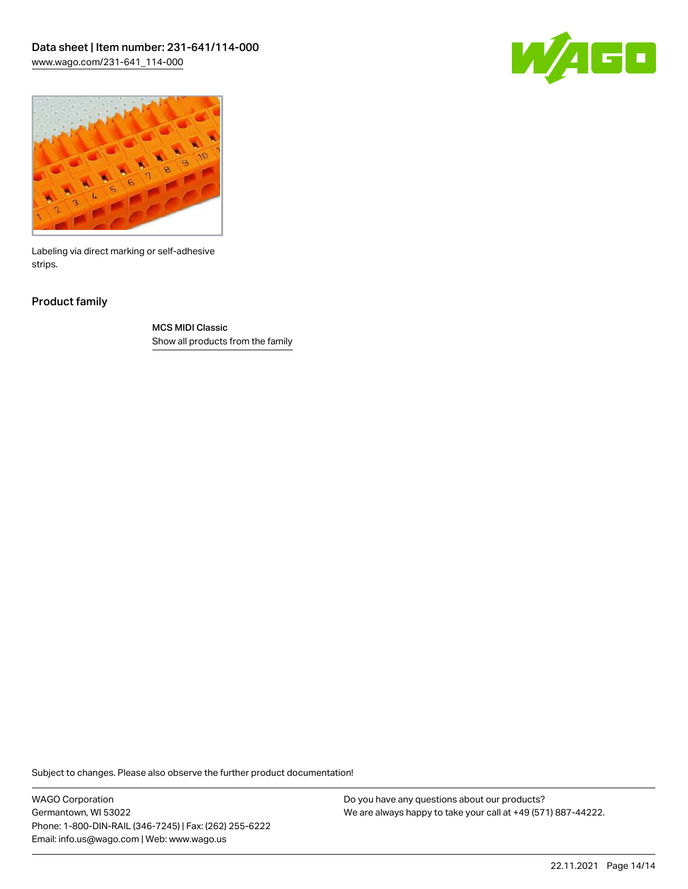Labeling via direct marking or self-adhesive strips.

## Product family

MCS MIDI Classic
Show all products from the family

Subject to changes. Please also observe the further product documentation!

WAGO Corporation
Germantown, WI 53022
Phone: 1-800-DIN-RAIL (346-7245) | Fax: (262) 255-6222
Email: info.us@wago.com | Web: www.wago.us

Do you have any questions about our products?
We are always happy to take your call at +49 (571) 887-44222.